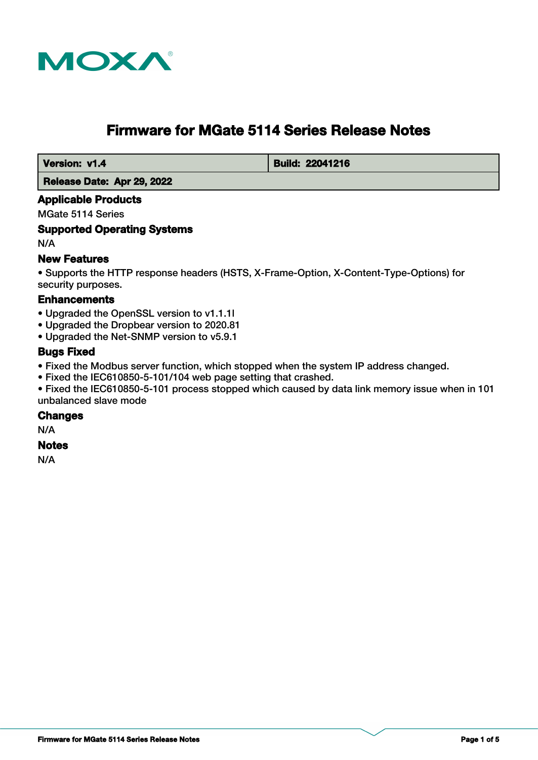# Firmware for MGate 5114 Series Release Notes

| **Version: v1.4** | **Build: 22041216** |
| --- | --- |
| **Release Date: Apr 29, 2022** | |

## Applicable Products

MGate 5114 Series

## Supported Operating Systems

N/A

## New Features

• Supports the HTTP response headers (HSTS, X-Frame-Option, X-Content-Type-Options) for security purposes.

## Enhancements

• Upgraded the OpenSSL version to v1.1.1l
• Upgraded the Dropbear version to 2020.81
• Upgraded the Net-SNMP version to v5.9.1

## Bugs Fixed

• Fixed the Modbus server function, which stopped when the system IP address changed.
• Fixed the IEC610850-5-101/104 web page setting that crashed.
• Fixed the IEC610850-5-101 process stopped which caused by data link memory issue when in 101 unbalanced slave mode

## Changes

N/A

## Notes

N/A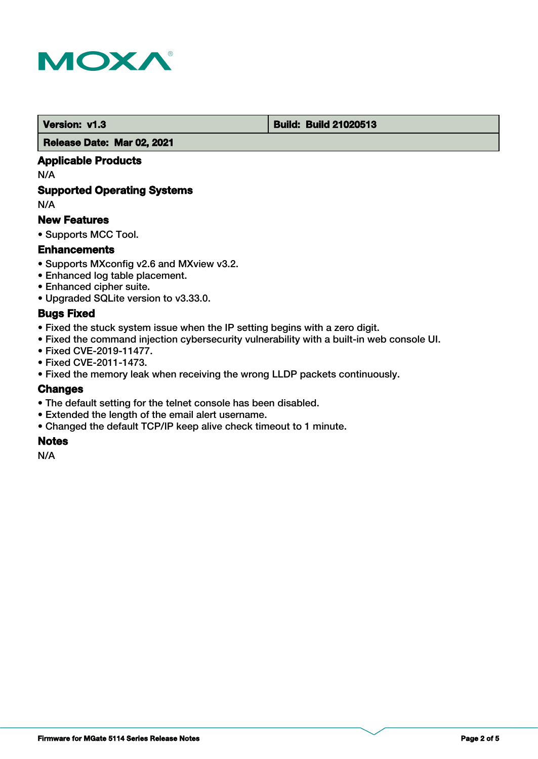| Version: v1.3 | Build: Build 21020513 |
| --- | --- |
| Release Date: Mar 02, 2021 | |

### Applicable Products

N/A

### Supported Operating Systems

N/A

### New Features

- Supports MCC Tool.

### Enhancements

- Supports MXconfig v2.6 and MXview v3.2.
- Enhanced log table placement.
- Enhanced cipher suite.
- Upgraded SQLite version to v3.33.0.

### Bugs Fixed

- Fixed the stuck system issue when the IP setting begins with a zero digit.
- Fixed the command injection cybersecurity vulnerability with a built-in web console UI.
- Fixed CVE-2019-11477.
- Fixed CVE-2011-1473.
- Fixed the memory leak when receiving the wrong LLDP packets continuously.

### Changes

- The default setting for the telnet console has been disabled.
- Extended the length of the email alert username.
- Changed the default TCP/IP keep alive check timeout to 1 minute.

### Notes

N/A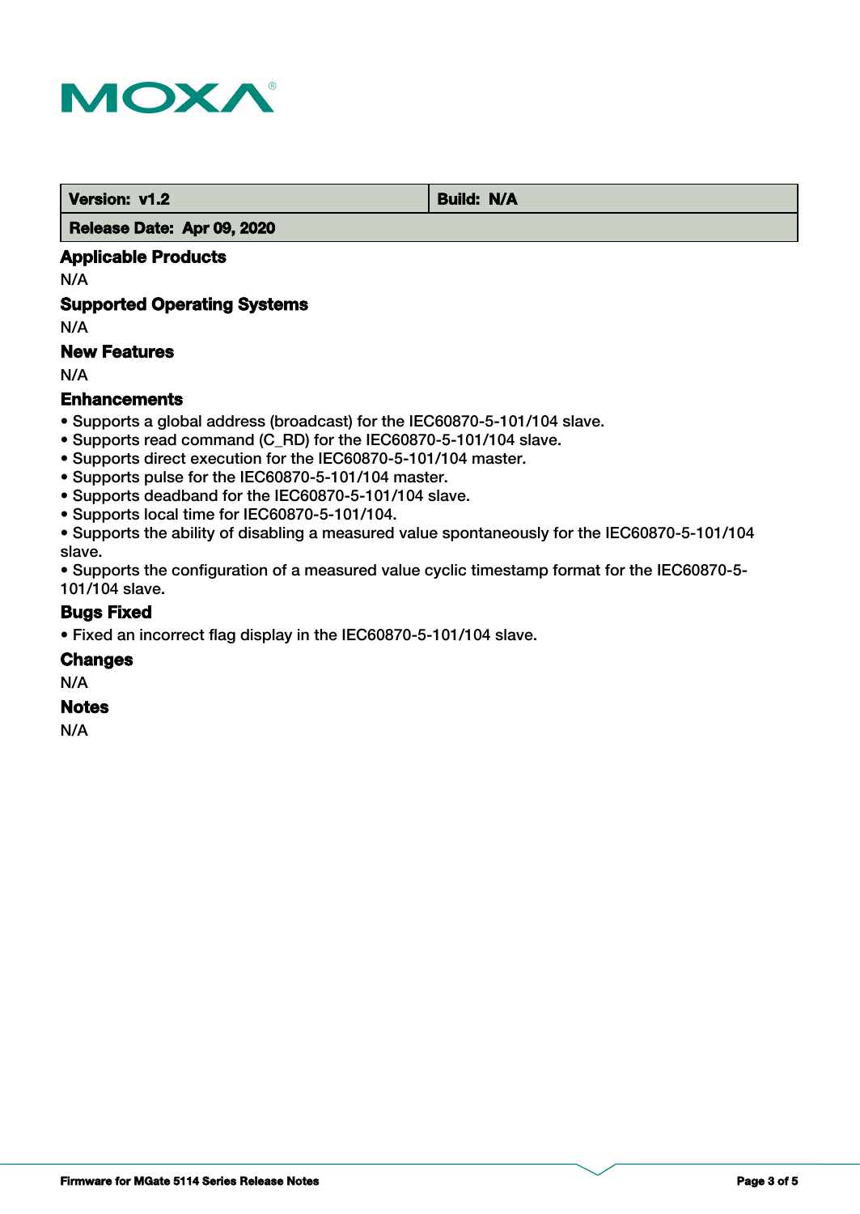| Version: v1.2 | Build: N/A |
| --- | --- |
| Release Date: Apr 09, 2020 | |

### Applicable Products

N/A

### Supported Operating Systems

N/A

### New Features

N/A

### Enhancements

- Supports a global address (broadcast) for the IEC60870-5-101/104 slave.
- Supports read command (C_RD) for the IEC60870-5-101/104 slave.
- Supports direct execution for the IEC60870-5-101/104 master.
- Supports pulse for the IEC60870-5-101/104 master.
- Supports deadband for the IEC60870-5-101/104 slave.
- Supports local time for IEC60870-5-101/104.
- Supports the ability of disabling a measured value spontaneously for the IEC60870-5-101/104 slave.
- Supports the configuration of a measured value cyclic timestamp format for the IEC60870-5-101/104 slave.

### Bugs Fixed

- Fixed an incorrect flag display in the IEC60870-5-101/104 slave.

### Changes

N/A

### Notes

N/A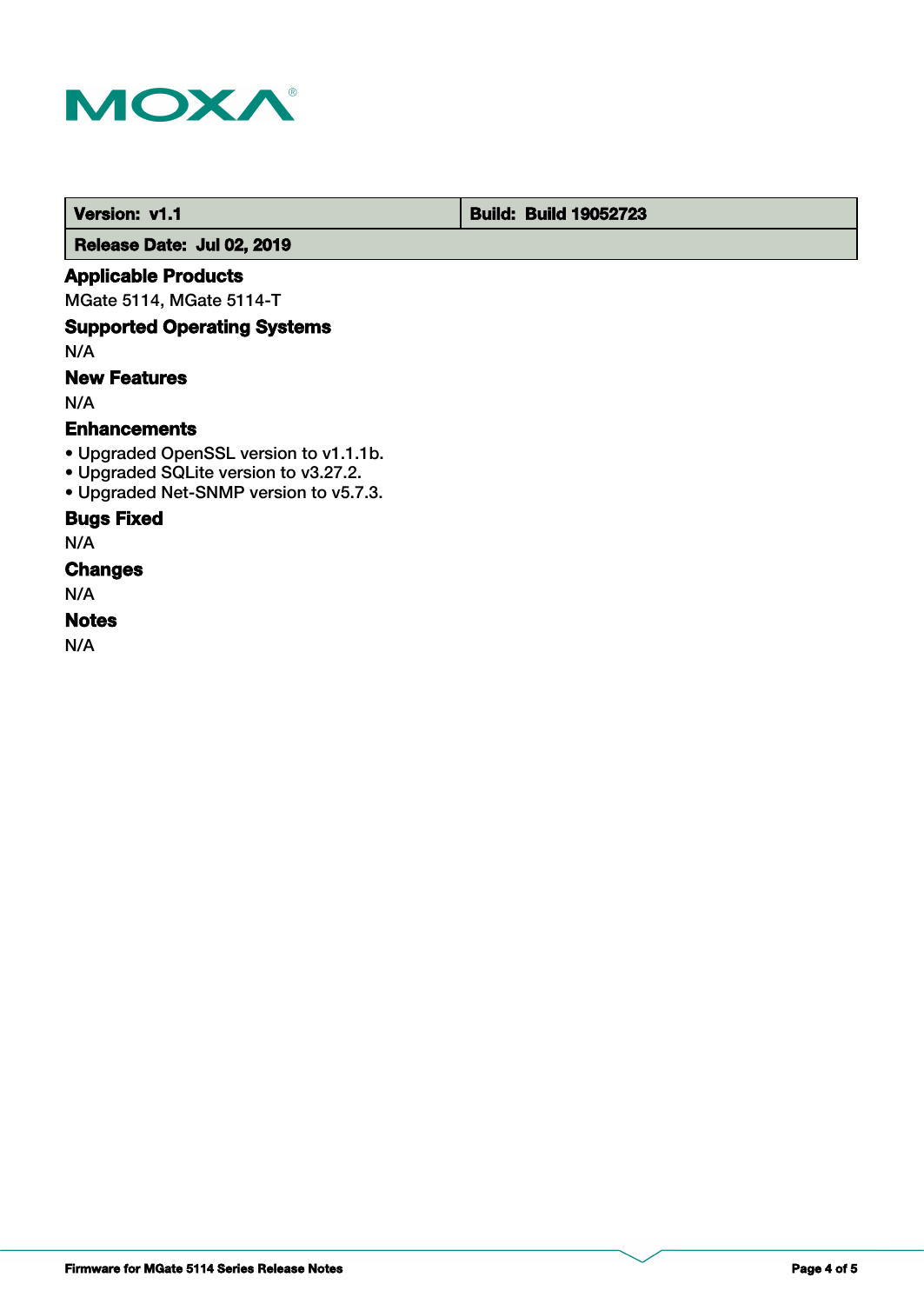| Version: v1.1 | Build: Build 19052723 |
| --- | --- |
| Release Date: Jul 02, 2019 | |

### Applicable Products

MGate 5114, MGate 5114-T

### Supported Operating Systems

N/A

### New Features

N/A

### Enhancements

- Upgraded OpenSSL version to v1.1.1b.
- Upgraded SQLite version to v3.27.2.
- Upgraded Net-SNMP version to v5.7.3.

### Bugs Fixed

N/A

### Changes

N/A

### Notes

N/A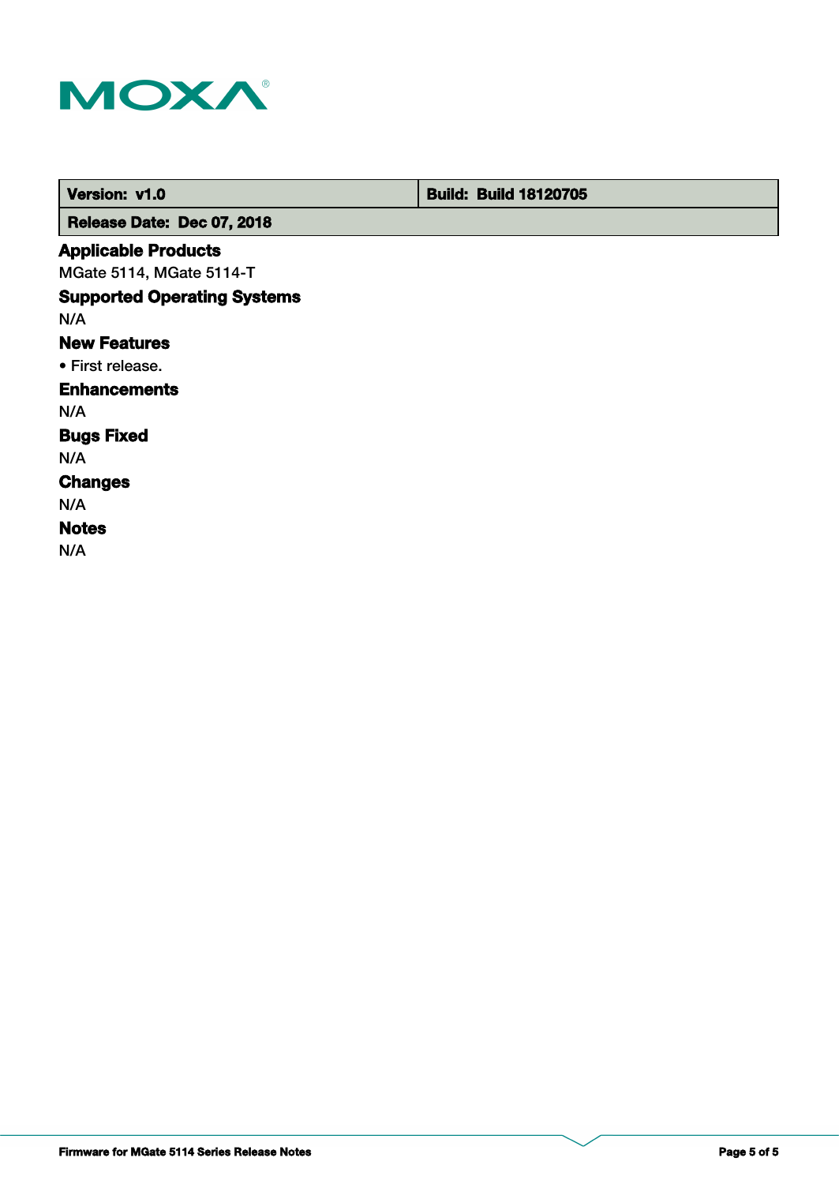| Version: v1.0 | Build: Build 18120705 |
| --- | --- |
| Release Date: Dec 07, 2018 | |

## Applicable Products

MGate 5114, MGate 5114-T

## Supported Operating Systems

N/A

## New Features

- First release.

## Enhancements

N/A

## Bugs Fixed

N/A

## Changes

N/A

## Notes

N/A